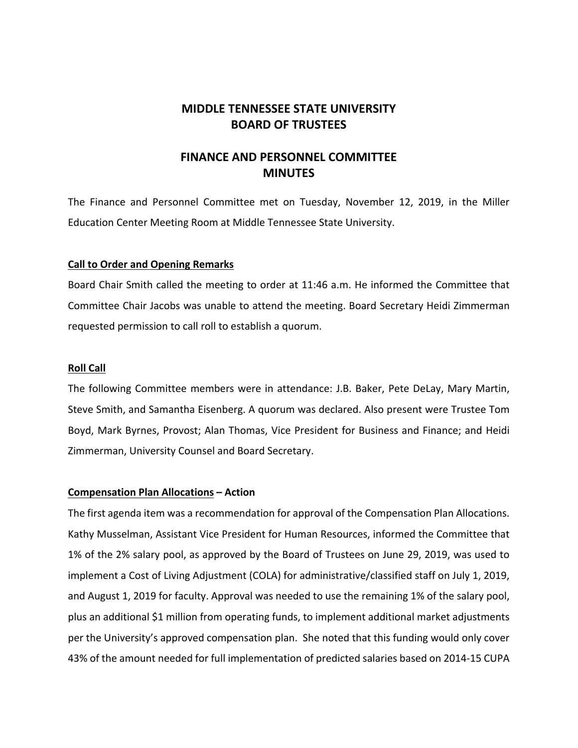# MIDDLE TENNESSEE STATE UNIVERSITY
# BOARD OF TRUSTEES

## FINANCE AND PERSONNEL COMMITTEE
## MINUTES

The Finance and Personnel Committee met on Tuesday, November 12, 2019, in the Miller Education Center Meeting Room at Middle Tennessee State University.

**Call to Order and Opening Remarks**

Board Chair Smith called the meeting to order at 11:46 a.m. He informed the Committee that Committee Chair Jacobs was unable to attend the meeting. Board Secretary Heidi Zimmerman requested permission to call roll to establish a quorum.

**Roll Call**

The following Committee members were in attendance: J.B. Baker, Pete DeLay, Mary Martin, Steve Smith, and Samantha Eisenberg. A quorum was declared. Also present were Trustee Tom Boyd, Mark Byrnes, Provost; Alan Thomas, Vice President for Business and Finance; and Heidi Zimmerman, University Counsel and Board Secretary.

**Compensation Plan Allocations – Action**

The first agenda item was a recommendation for approval of the Compensation Plan Allocations. Kathy Musselman, Assistant Vice President for Human Resources, informed the Committee that 1% of the 2% salary pool, as approved by the Board of Trustees on June 29, 2019, was used to implement a Cost of Living Adjustment (COLA) for administrative/classified staff on July 1, 2019, and August 1, 2019 for faculty. Approval was needed to use the remaining 1% of the salary pool, plus an additional $1 million from operating funds, to implement additional market adjustments per the University's approved compensation plan. She noted that this funding would only cover 43% of the amount needed for full implementation of predicted salaries based on 2014-15 CUPA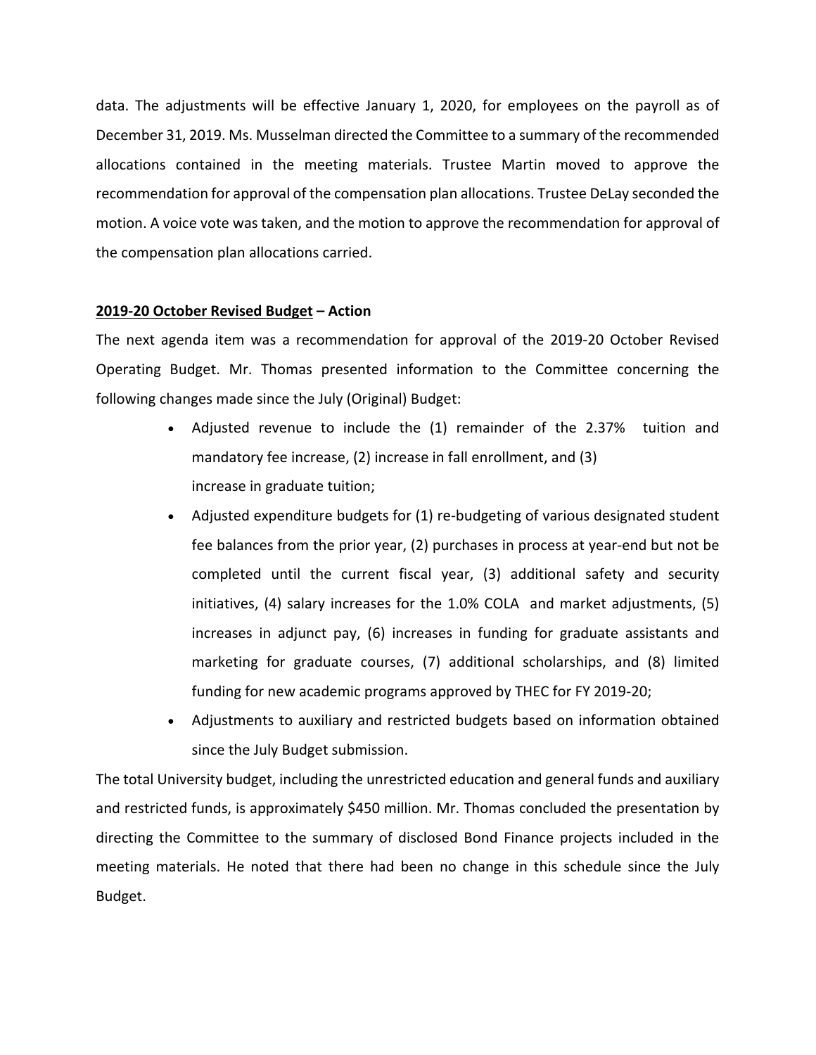data. The adjustments will be effective January 1, 2020, for employees on the payroll as of December 31, 2019. Ms. Musselman directed the Committee to a summary of the recommended allocations contained in the meeting materials. Trustee Martin moved to approve the recommendation for approval of the compensation plan allocations. Trustee DeLay seconded the motion. A voice vote was taken, and the motion to approve the recommendation for approval of the compensation plan allocations carried.

**<u>2019-20 October Revised Budget</u> – Action**

The next agenda item was a recommendation for approval of the 2019-20 October Revised Operating Budget. Mr. Thomas presented information to the Committee concerning the following changes made since the July (Original) Budget:

- Adjusted revenue to include the (1) remainder of the 2.37% tuition and mandatory fee increase, (2) increase in fall enrollment, and (3) increase in graduate tuition;
- Adjusted expenditure budgets for (1) re-budgeting of various designated student fee balances from the prior year, (2) purchases in process at year-end but not be completed until the current fiscal year, (3) additional safety and security initiatives, (4) salary increases for the 1.0% COLA and market adjustments, (5) increases in adjunct pay, (6) increases in funding for graduate assistants and marketing for graduate courses, (7) additional scholarships, and (8) limited funding for new academic programs approved by THEC for FY 2019-20;
- Adjustments to auxiliary and restricted budgets based on information obtained since the July Budget submission.

The total University budget, including the unrestricted education and general funds and auxiliary and restricted funds, is approximately $450 million. Mr. Thomas concluded the presentation by directing the Committee to the summary of disclosed Bond Finance projects included in the meeting materials. He noted that there had been no change in this schedule since the July Budget.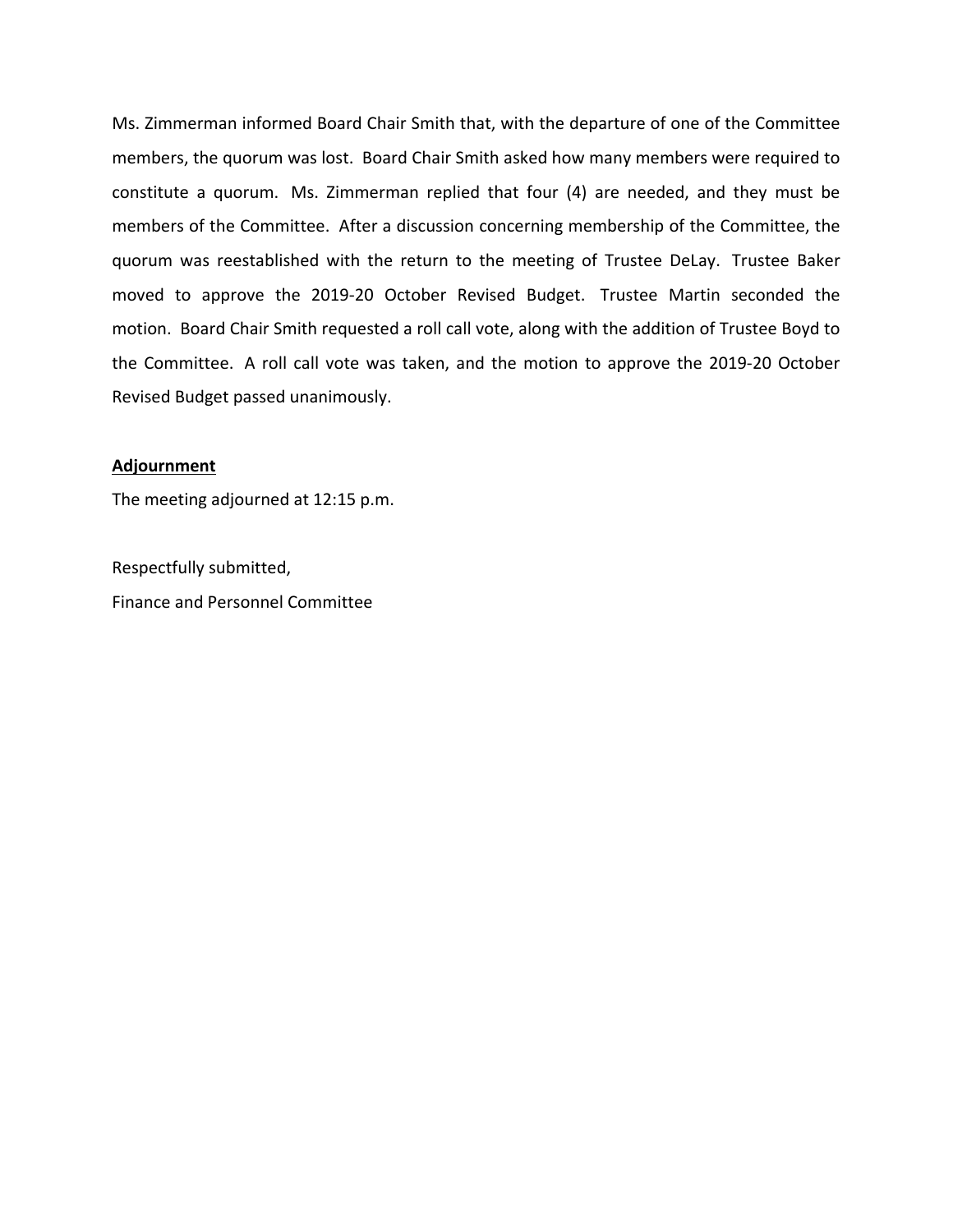Ms. Zimmerman informed Board Chair Smith that, with the departure of one of the Committee members, the quorum was lost. Board Chair Smith asked how many members were required to constitute a quorum. Ms. Zimmerman replied that four (4) are needed, and they must be members of the Committee. After a discussion concerning membership of the Committee, the quorum was reestablished with the return to the meeting of Trustee DeLay. Trustee Baker moved to approve the 2019-20 October Revised Budget. Trustee Martin seconded the motion. Board Chair Smith requested a roll call vote, along with the addition of Trustee Boyd to the Committee. A roll call vote was taken, and the motion to approve the 2019-20 October Revised Budget passed unanimously.

**Adjournment**

The meeting adjourned at 12:15 p.m.

Respectfully submitted,
Finance and Personnel Committee